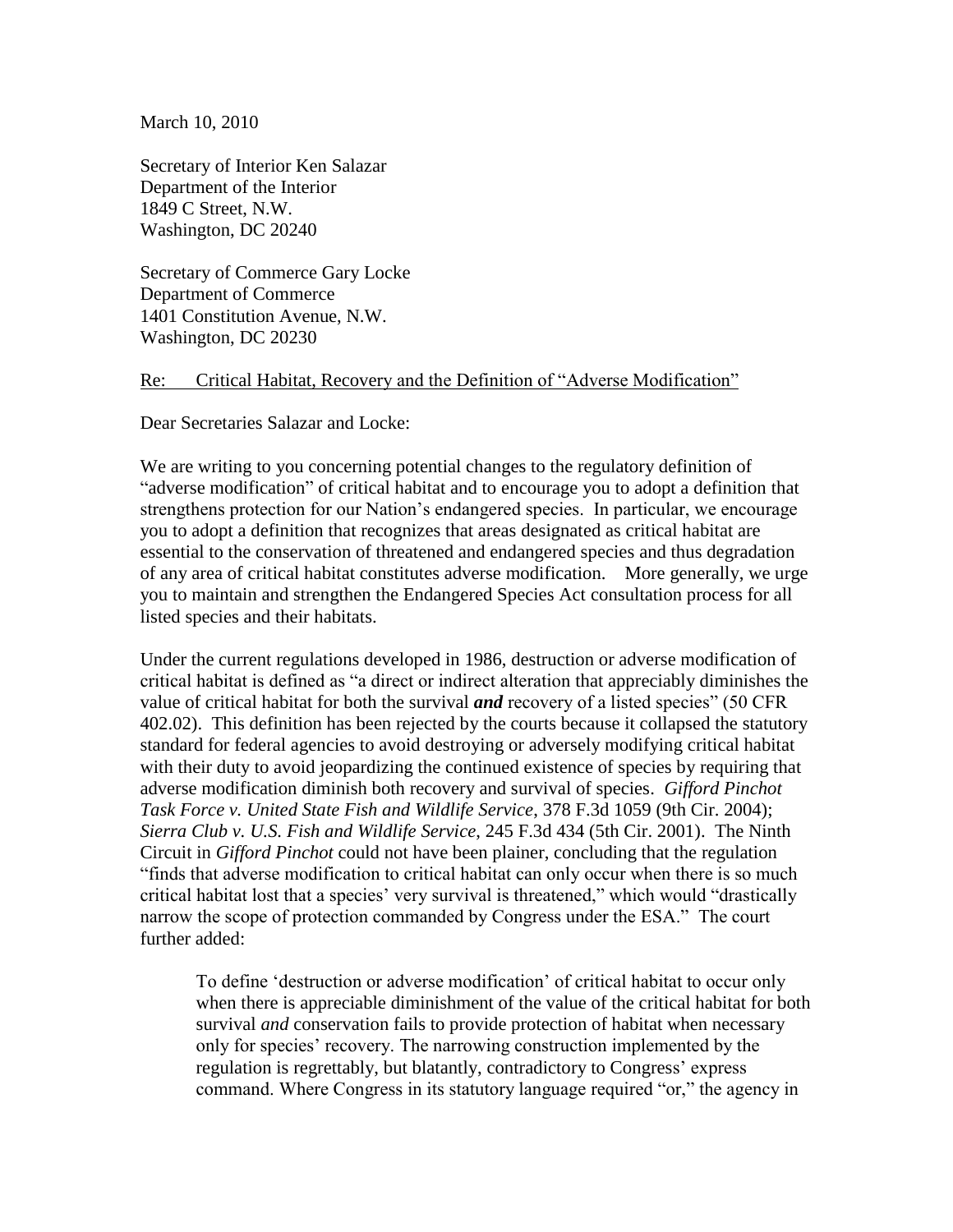March 10, 2010

Secretary of Interior Ken Salazar
Department of the Interior
1849 C Street, N.W.
Washington, DC 20240

Secretary of Commerce Gary Locke
Department of Commerce
1401 Constitution Avenue, N.W.
Washington, DC 20230

<u>Re: Critical Habitat, Recovery and the Definition of "Adverse Modification"</u>

Dear Secretaries Salazar and Locke:

We are writing to you concerning potential changes to the regulatory definition of "adverse modification" of critical habitat and to encourage you to adopt a definition that strengthens protection for our Nation's endangered species. In particular, we encourage you to adopt a definition that recognizes that areas designated as critical habitat are essential to the conservation of threatened and endangered species and thus degradation of any area of critical habitat constitutes adverse modification. More generally, we urge you to maintain and strengthen the Endangered Species Act consultation process for all listed species and their habitats.

Under the current regulations developed in 1986, destruction or adverse modification of critical habitat is defined as "a direct or indirect alteration that appreciably diminishes the value of critical habitat for both the survival ***and*** recovery of a listed species" (50 CFR 402.02). This definition has been rejected by the courts because it collapsed the statutory standard for federal agencies to avoid destroying or adversely modifying critical habitat with their duty to avoid jeopardizing the continued existence of species by requiring that adverse modification diminish both recovery and survival of species. *Gifford Pinchot Task Force v. United State Fish and Wildlife Service*, 378 F.3d 1059 (9th Cir. 2004); *Sierra Club v. U.S. Fish and Wildlife Service*, 245 F.3d 434 (5th Cir. 2001). The Ninth Circuit in *Gifford Pinchot* could not have been plainer, concluding that the regulation "finds that adverse modification to critical habitat can only occur when there is so much critical habitat lost that a species' very survival is threatened," which would "drastically narrow the scope of protection commanded by Congress under the ESA." The court further added:

> To define 'destruction or adverse modification' of critical habitat to occur only when there is appreciable diminishment of the value of the critical habitat for both survival *and* conservation fails to provide protection of habitat when necessary only for species' recovery. The narrowing construction implemented by the regulation is regrettably, but blatantly, contradictory to Congress' express command. Where Congress in its statutory language required "or," the agency in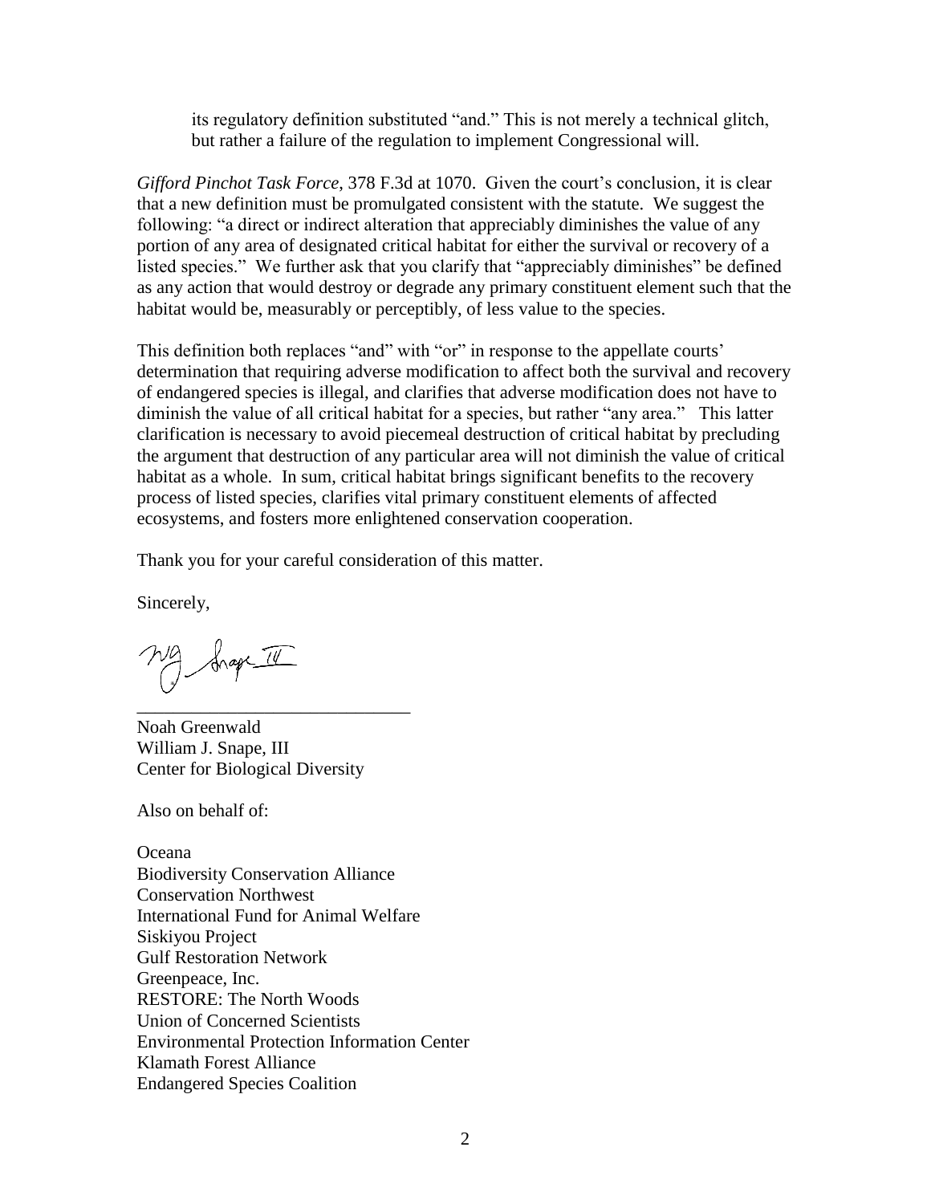> its regulatory definition substituted "and." This is not merely a technical glitch, but rather a failure of the regulation to implement Congressional will.

*Gifford Pinchot Task Force*, 378 F.3d at 1070. Given the court's conclusion, it is clear that a new definition must be promulgated consistent with the statute. We suggest the following: "a direct or indirect alteration that appreciably diminishes the value of any portion of any area of designated critical habitat for either the survival or recovery of a listed species." We further ask that you clarify that "appreciably diminishes" be defined as any action that would destroy or degrade any primary constituent element such that the habitat would be, measurably or perceptibly, of less value to the species.

This definition both replaces "and" with "or" in response to the appellate courts' determination that requiring adverse modification to affect both the survival and recovery of endangered species is illegal, and clarifies that adverse modification does not have to diminish the value of all critical habitat for a species, but rather "any area." This latter clarification is necessary to avoid piecemeal destruction of critical habitat by precluding the argument that destruction of any particular area will not diminish the value of critical habitat as a whole. In sum, critical habitat brings significant benefits to the recovery process of listed species, clarifies vital primary constituent elements of affected ecosystems, and fosters more enlightened conservation cooperation.

Thank you for your careful consideration of this matter.

Sincerely,

\_\_\_\_\_\_\_\_\_\_\_\_\_\_\_\_\_\_\_\_\_\_\_\_\_\_\_\_\_\_

Noah Greenwald
William J. Snape, III
Center for Biological Diversity

Also on behalf of:

Oceana
Biodiversity Conservation Alliance
Conservation Northwest
International Fund for Animal Welfare
Siskiyou Project
Gulf Restoration Network
Greenpeace, Inc.
RESTORE: The North Woods
Union of Concerned Scientists
Environmental Protection Information Center
Klamath Forest Alliance
Endangered Species Coalition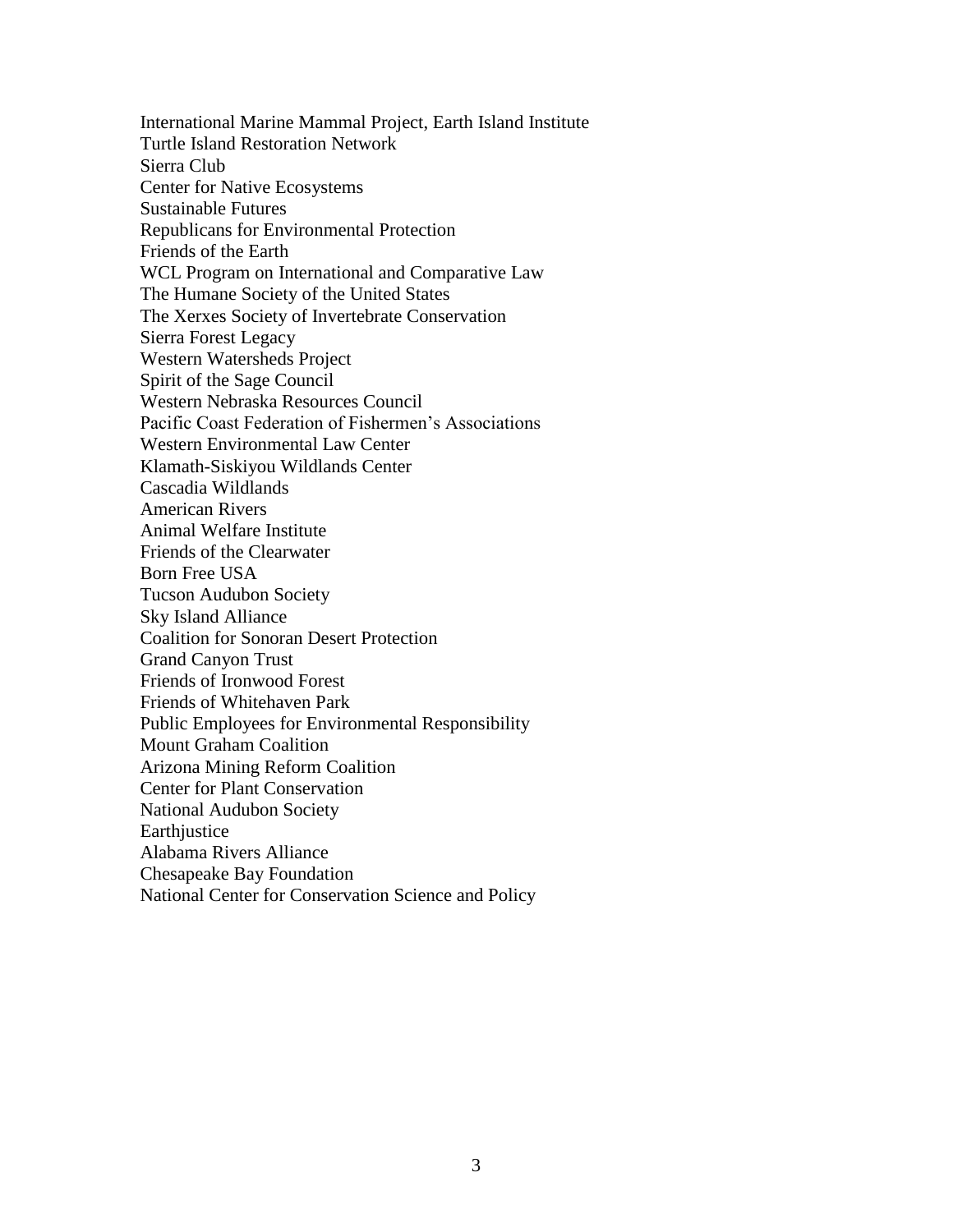International Marine Mammal Project, Earth Island Institute
Turtle Island Restoration Network
Sierra Club
Center for Native Ecosystems
Sustainable Futures
Republicans for Environmental Protection
Friends of the Earth
WCL Program on International and Comparative Law
The Humane Society of the United States
The Xerxes Society of Invertebrate Conservation
Sierra Forest Legacy
Western Watersheds Project
Spirit of the Sage Council
Western Nebraska Resources Council
Pacific Coast Federation of Fishermen's Associations
Western Environmental Law Center
Klamath-Siskiyou Wildlands Center
Cascadia Wildlands
American Rivers
Animal Welfare Institute
Friends of the Clearwater
Born Free USA
Tucson Audubon Society
Sky Island Alliance
Coalition for Sonoran Desert Protection
Grand Canyon Trust
Friends of Ironwood Forest
Friends of Whitehaven Park
Public Employees for Environmental Responsibility
Mount Graham Coalition
Arizona Mining Reform Coalition
Center for Plant Conservation
National Audubon Society
Earthjustice
Alabama Rivers Alliance
Chesapeake Bay Foundation
National Center for Conservation Science and Policy